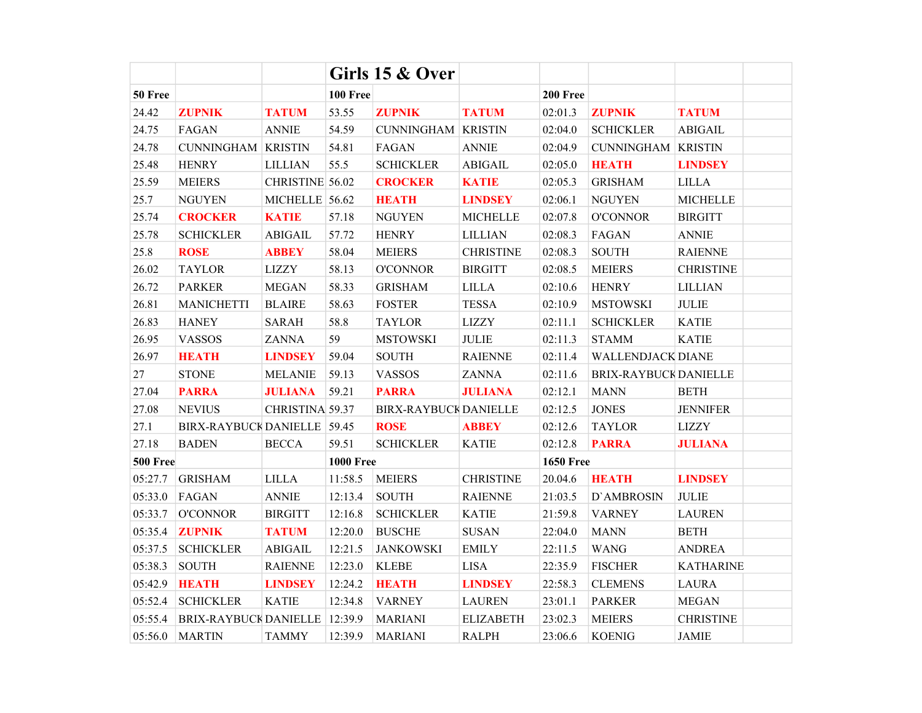# Girls 15 & Over

| 50 Free | | | 100 Free | | | 200 Free | | |
|---|---|---|---|---|---|---|---|---|
| 24.42 | **ZUPNIK** | **TATUM** | 53.55 | **ZUPNIK** | **TATUM** | 02:01.3 | **ZUPNIK** | **TATUM** |
| 24.75 | FAGAN | ANNIE | 54.59 | CUNNINGHAM | KRISTIN | 02:04.0 | SCHICKLER | ABIGAIL |
| 24.78 | CUNNINGHAM | KRISTIN | 54.81 | FAGAN | ANNIE | 02:04.9 | CUNNINGHAM | KRISTIN |
| 25.48 | HENRY | LILLIAN | 55.5 | SCHICKLER | ABIGAIL | 02:05.0 | **HEATH** | **LINDSEY** |
| 25.59 | MEIERS | CHRISTINE | 56.02 | **CROCKER** | **KATIE** | 02:05.3 | GRISHAM | LILLA |
| 25.7 | NGUYEN | MICHELLE | 56.62 | **HEATH** | **LINDSEY** | 02:06.1 | NGUYEN | MICHELLE |
| 25.74 | **CROCKER** | **KATIE** | 57.18 | NGUYEN | MICHELLE | 02:07.8 | O'CONNOR | BIRGITT |
| 25.78 | SCHICKLER | ABIGAIL | 57.72 | HENRY | LILLIAN | 02:08.3 | FAGAN | ANNIE |
| 25.8 | **ROSE** | **ABBEY** | 58.04 | MEIERS | CHRISTINE | 02:08.3 | SOUTH | RAIENNE |
| 26.02 | TAYLOR | LIZZY | 58.13 | O'CONNOR | BIRGITT | 02:08.5 | MEIERS | CHRISTINE |
| 26.72 | PARKER | MEGAN | 58.33 | GRISHAM | LILLA | 02:10.6 | HENRY | LILLIAN |
| 26.81 | MANICHETTI | BLAIRE | 58.63 | FOSTER | TESSA | 02:10.9 | MSTOWSKI | JULIE |
| 26.83 | HANEY | SARAH | 58.8 | TAYLOR | LIZZY | 02:11.1 | SCHICKLER | KATIE |
| 26.95 | VASSOS | ZANNA | 59 | MSTOWSKI | JULIE | 02:11.3 | STAMM | KATIE |
| 26.97 | **HEATH** | **LINDSEY** | 59.04 | SOUTH | RAIENNE | 02:11.4 | WALLENDJACK | DIANE |
| 27 | STONE | MELANIE | 59.13 | VASSOS | ZANNA | 02:11.6 | BRIX-RAYBUCK | DANIELLE |
| 27.04 | **PARRA** | **JULIANA** | 59.21 | **PARRA** | **JULIANA** | 02:12.1 | MANN | BETH |
| 27.08 | NEVIUS | CHRISTINA | 59.37 | BIRX-RAYBUCK | DANIELLE | 02:12.5 | JONES | JENNIFER |
| 27.1 | BIRX-RAYBUCK | DANIELLE | 59.45 | **ROSE** | **ABBEY** | 02:12.6 | TAYLOR | LIZZY |
| 27.18 | BADEN | BECCA | 59.51 | SCHICKLER | KATIE | 02:12.8 | **PARRA** | **JULIANA** |
| **500 Free** | | | **1000 Free** | | | **1650 Free** | | |
| 05:27.7 | GRISHAM | LILLA | 11:58.5 | MEIERS | CHRISTINE | 20.04.6 | **HEATH** | **LINDSEY** |
| 05:33.0 | FAGAN | ANNIE | 12:13.4 | SOUTH | RAIENNE | 21:03.5 | D`AMBROSIN | JULIE |
| 05:33.7 | O'CONNOR | BIRGITT | 12:16.8 | SCHICKLER | KATIE | 21:59.8 | VARNEY | LAUREN |
| 05:35.4 | **ZUPNIK** | **TATUM** | 12:20.0 | BUSCHE | SUSAN | 22:04.0 | MANN | BETH |
| 05:37.5 | SCHICKLER | ABIGAIL | 12:21.5 | JANKOWSKI | EMILY | 22:11.5 | WANG | ANDREA |
| 05:38.3 | SOUTH | RAIENNE | 12:23.0 | KLEBE | LISA | 22:35.9 | FISCHER | KATHARINE |
| 05:42.9 | **HEATH** | **LINDSEY** | 12:24.2 | **HEATH** | **LINDSEY** | 22:58.3 | CLEMENS | LAURA |
| 05:52.4 | SCHICKLER | KATIE | 12:34.8 | VARNEY | LAUREN | 23:01.1 | PARKER | MEGAN |
| 05:55.4 | BRIX-RAYBUCK | DANIELLE | 12:39.9 | MARIANI | ELIZABETH | 23:02.3 | MEIERS | CHRISTINE |
| 05:56.0 | MARTIN | TAMMY | 12:39.9 | MARIANI | RALPH | 23:06.6 | KOENIG | JAMIE |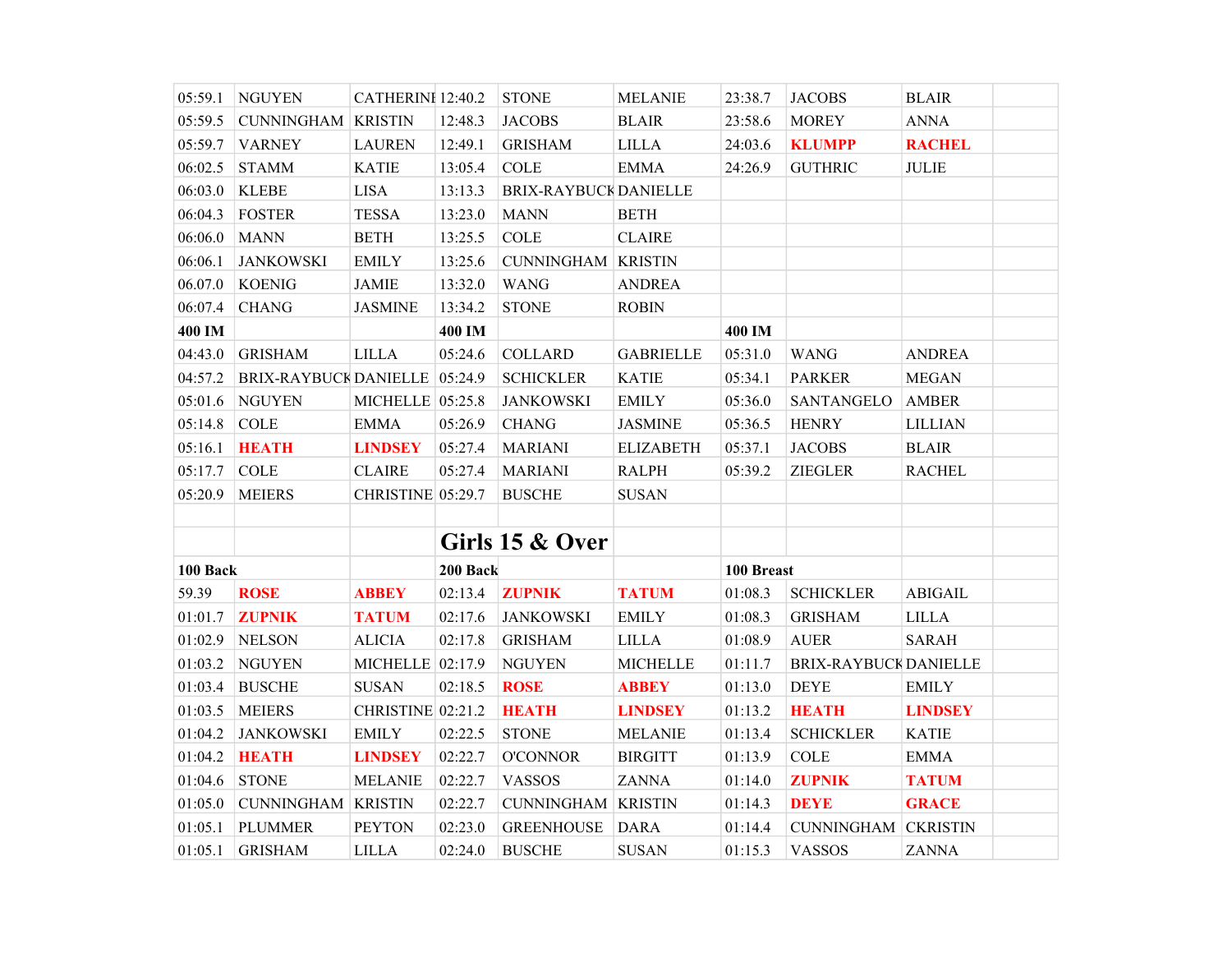| 05:59.1 | NGUYEN | CATHERINE | 12:40.2 | STONE | MELANIE | 23:38.7 | JACOBS | BLAIR | |
|---|---|---|---|---|---|---|---|---|---|
| 05:59.5 | CUNNINGHAM | KRISTIN | 12:48.3 | JACOBS | BLAIR | 23:58.6 | MOREY | ANNA | |
| 05:59.7 | VARNEY | LAUREN | 12:49.1 | GRISHAM | LILLA | 24:03.6 | **KLUMPP** | **RACHEL** | |
| 06:02.5 | STAMM | KATIE | 13:05.4 | COLE | EMMA | 24:26.9 | GUTHRIC | JULIE | |
| 06:03.0 | KLEBE | LISA | 13:13.3 | BRIX-RAYBUCK | DANIELLE | | | | |
| 06:04.3 | FOSTER | TESSA | 13:23.0 | MANN | BETH | | | | |
| 06:06.0 | MANN | BETH | 13:25.5 | COLE | CLAIRE | | | | |
| 06:06.1 | JANKOWSKI | EMILY | 13:25.6 | CUNNINGHAM | KRISTIN | | | | |
| 06.07.0 | KOENIG | JAMIE | 13:32.0 | WANG | ANDREA | | | | |
| 06:07.4 | CHANG | JASMINE | 13:34.2 | STONE | ROBIN | | | | |
| **400 IM** | | | **400 IM** | | | **400 IM** | | | |
| 04:43.0 | GRISHAM | LILLA | 05:24.6 | COLLARD | GABRIELLE | 05:31.0 | WANG | ANDREA | |
| 04:57.2 | BRIX-RAYBUCK | DANIELLE | 05:24.9 | SCHICKLER | KATIE | 05:34.1 | PARKER | MEGAN | |
| 05:01.6 | NGUYEN | MICHELLE | 05:25.8 | JANKOWSKI | EMILY | 05:36.0 | SANTANGELO | AMBER | |
| 05:14.8 | COLE | EMMA | 05:26.9 | CHANG | JASMINE | 05:36.5 | HENRY | LILLIAN | |
| 05:16.1 | **HEATH** | **LINDSEY** | 05:27.4 | MARIANI | ELIZABETH | 05:37.1 | JACOBS | BLAIR | |
| 05:17.7 | COLE | CLAIRE | 05:27.4 | MARIANI | RALPH | 05:39.2 | ZIEGLER | RACHEL | |
| 05:20.9 | MEIERS | CHRISTINE | 05:29.7 | BUSCHE | SUSAN | | | | |
| | | | | | | | | | |
| | | | **Girls 15 & Over** | | | | | | |
| **100 Back** | | | **200 Back** | | | **100 Breast** | | | |
| 59.39 | **ROSE** | **ABBEY** | 02:13.4 | **ZUPNIK** | **TATUM** | 01:08.3 | SCHICKLER | ABIGAIL | |
| 01:01.7 | **ZUPNIK** | **TATUM** | 02:17.6 | JANKOWSKI | EMILY | 01:08.3 | GRISHAM | LILLA | |
| 01:02.9 | NELSON | ALICIA | 02:17.8 | GRISHAM | LILLA | 01:08.9 | AUER | SARAH | |
| 01:03.2 | NGUYEN | MICHELLE | 02:17.9 | NGUYEN | MICHELLE | 01:11.7 | BRIX-RAYBUCK | DANIELLE | |
| 01:03.4 | BUSCHE | SUSAN | 02:18.5 | **ROSE** | **ABBEY** | 01:13.0 | DEYE | EMILY | |
| 01:03.5 | MEIERS | CHRISTINE | 02:21.2 | **HEATH** | **LINDSEY** | 01:13.2 | **HEATH** | **LINDSEY** | |
| 01:04.2 | JANKOWSKI | EMILY | 02:22.5 | STONE | MELANIE | 01:13.4 | SCHICKLER | KATIE | |
| 01:04.2 | **HEATH** | **LINDSEY** | 02:22.7 | O'CONNOR | BIRGITT | 01:13.9 | COLE | EMMA | |
| 01:04.6 | STONE | MELANIE | 02:22.7 | VASSOS | ZANNA | 01:14.0 | **ZUPNIK** | **TATUM** | |
| 01:05.0 | CUNNINGHAM | KRISTIN | 02:22.7 | CUNNINGHAM | KRISTIN | 01:14.3 | **DEYE** | **GRACE** | |
| 01:05.1 | PLUMMER | PEYTON | 02:23.0 | GREENHOUSE | DARA | 01:14.4 | CUNNINGHAM | CKRISTIN | |
| 01:05.1 | GRISHAM | LILLA | 02:24.0 | BUSCHE | SUSAN | 01:15.3 | VASSOS | ZANNA | |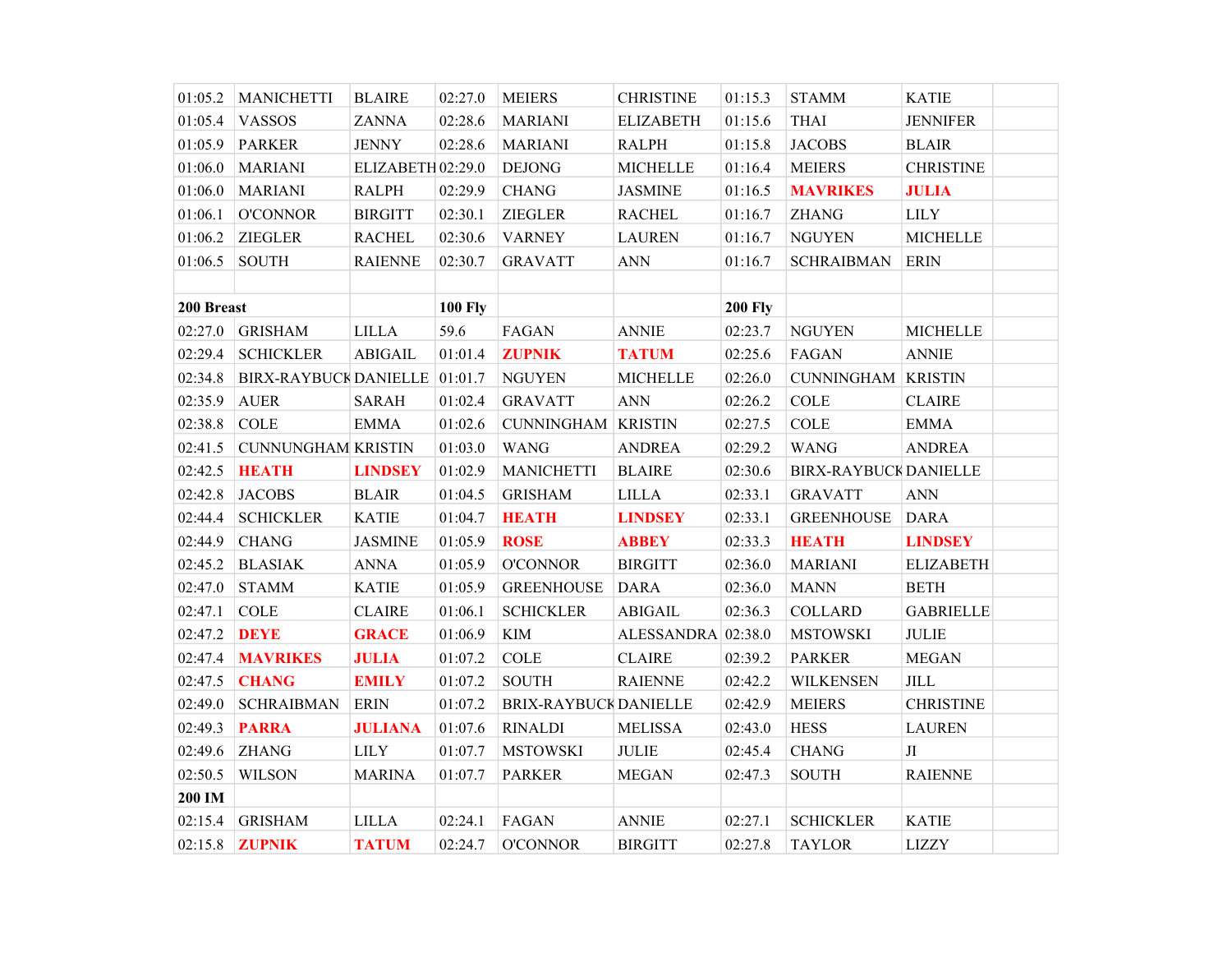| | | | | | | | | | |
|---|---|---|---|---|---|---|---|---|---|
| 01:05.2 | MANICHETTI | BLAIRE | 02:27.0 | MEIERS | CHRISTINE | 01:15.3 | STAMM | KATIE | |
| 01:05.4 | VASSOS | ZANNA | 02:28.6 | MARIANI | ELIZABETH | 01:15.6 | THAI | JENNIFER | |
| 01:05.9 | PARKER | JENNY | 02:28.6 | MARIANI | RALPH | 01:15.8 | JACOBS | BLAIR | |
| 01:06.0 | MARIANI | ELIZABETH | 02:29.0 | DEJONG | MICHELLE | 01:16.4 | MEIERS | CHRISTINE | |
| 01:06.0 | MARIANI | RALPH | 02:29.9 | CHANG | JASMINE | 01:16.5 | **MAVRIKES** | **JULIA** | |
| 01:06.1 | O'CONNOR | BIRGITT | 02:30.1 | ZIEGLER | RACHEL | 01:16.7 | ZHANG | LILY | |
| 01:06.2 | ZIEGLER | RACHEL | 02:30.6 | VARNEY | LAUREN | 01:16.7 | NGUYEN | MICHELLE | |
| 01:06.5 | SOUTH | RAIENNE | 02:30.7 | GRAVATT | ANN | 01:16.7 | SCHRAIBMAN | ERIN | |
| | | | | | | | | | |
| **200 Breast** | | | **100 Fly** | | | **200 Fly** | | | |
| 02:27.0 | GRISHAM | LILLA | 59.6 | FAGAN | ANNIE | 02:23.7 | NGUYEN | MICHELLE | |
| 02:29.4 | SCHICKLER | ABIGAIL | 01:01.4 | **ZUPNIK** | **TATUM** | 02:25.6 | FAGAN | ANNIE | |
| 02:34.8 | BIRX-RAYBUCK | DANIELLE | 01:01.7 | NGUYEN | MICHELLE | 02:26.0 | CUNNINGHAM | KRISTIN | |
| 02:35.9 | AUER | SARAH | 01:02.4 | GRAVATT | ANN | 02:26.2 | COLE | CLAIRE | |
| 02:38.8 | COLE | EMMA | 01:02.6 | CUNNINGHAM | KRISTIN | 02:27.5 | COLE | EMMA | |
| 02:41.5 | CUNNUNGHAM | KRISTIN | 01:03.0 | WANG | ANDREA | 02:29.2 | WANG | ANDREA | |
| 02:42.5 | **HEATH** | **LINDSEY** | 01:02.9 | MANICHETTI | BLAIRE | 02:30.6 | BIRX-RAYBUCK | DANIELLE | |
| 02:42.8 | JACOBS | BLAIR | 01:04.5 | GRISHAM | LILLA | 02:33.1 | GRAVATT | ANN | |
| 02:44.4 | SCHICKLER | KATIE | 01:04.7 | **HEATH** | **LINDSEY** | 02:33.1 | GREENHOUSE | DARA | |
| 02:44.9 | CHANG | JASMINE | 01:05.9 | **ROSE** | **ABBEY** | 02:33.3 | **HEATH** | **LINDSEY** | |
| 02:45.2 | BLASIAK | ANNA | 01:05.9 | O'CONNOR | BIRGITT | 02:36.0 | MARIANI | ELIZABETH | |
| 02:47.0 | STAMM | KATIE | 01:05.9 | GREENHOUSE | DARA | 02:36.0 | MANN | BETH | |
| 02:47.1 | COLE | CLAIRE | 01:06.1 | SCHICKLER | ABIGAIL | 02:36.3 | COLLARD | GABRIELLE | |
| 02:47.2 | **DEYE** | **GRACE** | 01:06.9 | KIM | ALESSANDRA | 02:38.0 | MSTOWSKI | JULIE | |
| 02:47.4 | **MAVRIKES** | **JULIA** | 01:07.2 | COLE | CLAIRE | 02:39.2 | PARKER | MEGAN | |
| 02:47.5 | **CHANG** | **EMILY** | 01:07.2 | SOUTH | RAIENNE | 02:42.2 | WILKENSEN | JILL | |
| 02:49.0 | SCHRAIBMAN | ERIN | 01:07.2 | BRIX-RAYBUCK | DANIELLE | 02:42.9 | MEIERS | CHRISTINE | |
| 02:49.3 | **PARRA** | **JULIANA** | 01:07.6 | RINALDI | MELISSA | 02:43.0 | HESS | LAUREN | |
| 02:49.6 | ZHANG | LILY | 01:07.7 | MSTOWSKI | JULIE | 02:45.4 | CHANG | JI | |
| 02:50.5 | WILSON | MARINA | 01:07.7 | PARKER | MEGAN | 02:47.3 | SOUTH | RAIENNE | |
| **200 IM** | | | | | | | | | |
| 02:15.4 | GRISHAM | LILLA | 02:24.1 | FAGAN | ANNIE | 02:27.1 | SCHICKLER | KATIE | |
| 02:15.8 | **ZUPNIK** | **TATUM** | 02:24.7 | O'CONNOR | BIRGITT | 02:27.8 | TAYLOR | LIZZY | |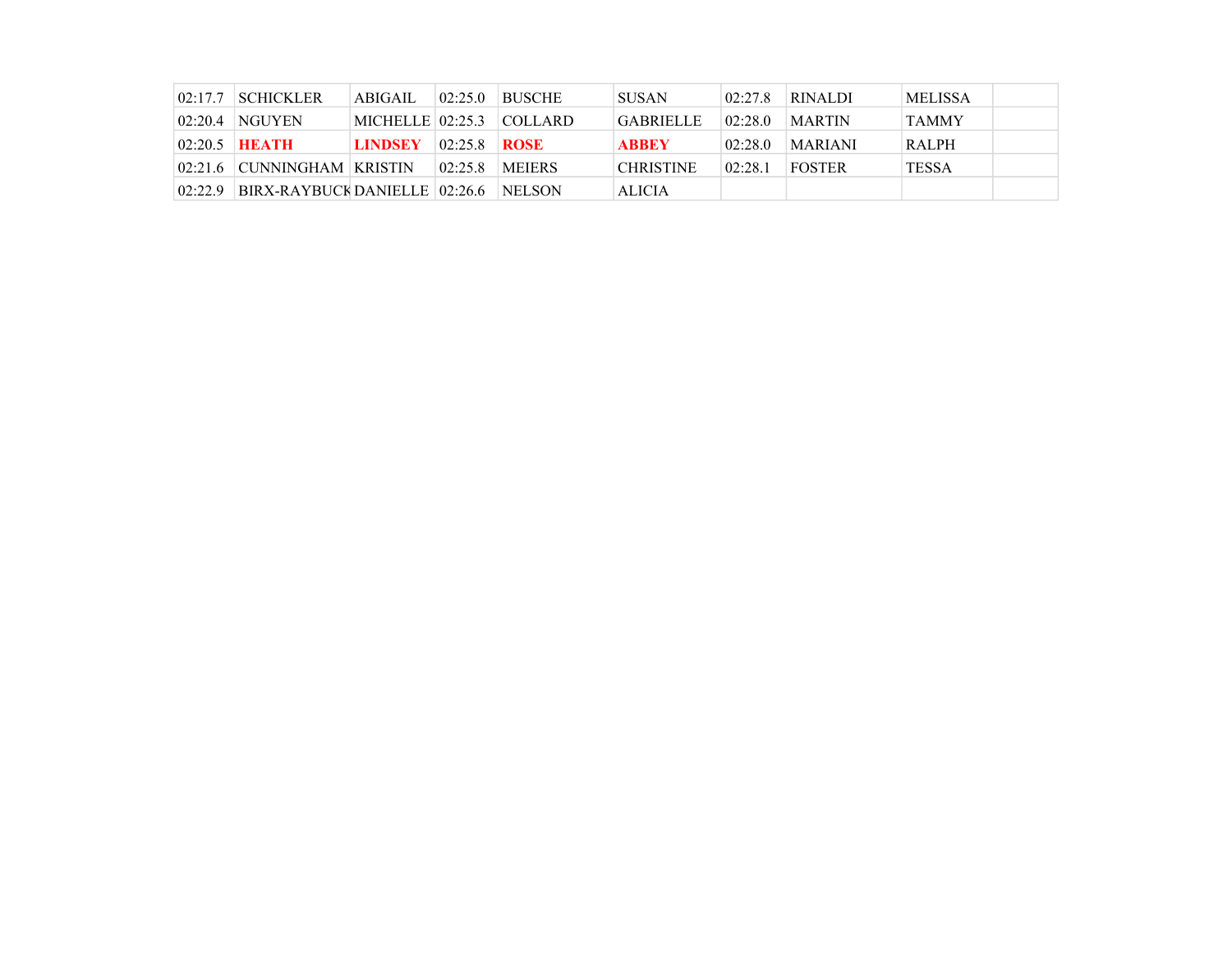| | | | | | | | | | |
|---|---|---|---|---|---|---|---|---|---|
| 02:17.7 | SCHICKLER | ABIGAIL | 02:25.0 | BUSCHE | SUSAN | 02:27.8 | RINALDI | MELISSA | |
| 02:20.4 | NGUYEN | MICHELLE | 02:25.3 | COLLARD | GABRIELLE | 02:28.0 | MARTIN | TAMMY | |
| 02:20.5 | **HEATH** | **LINDSEY** | 02:25.8 | **ROSE** | **ABBEY** | 02:28.0 | MARIANI | RALPH | |
| 02:21.6 | CUNNINGHAM | KRISTIN | 02:25.8 | MEIERS | CHRISTINE | 02:28.1 | FOSTER | TESSA | |
| 02:22.9 | BIRX-RAYBUCK | DANIELLE | 02:26.6 | NELSON | ALICIA | | | | |